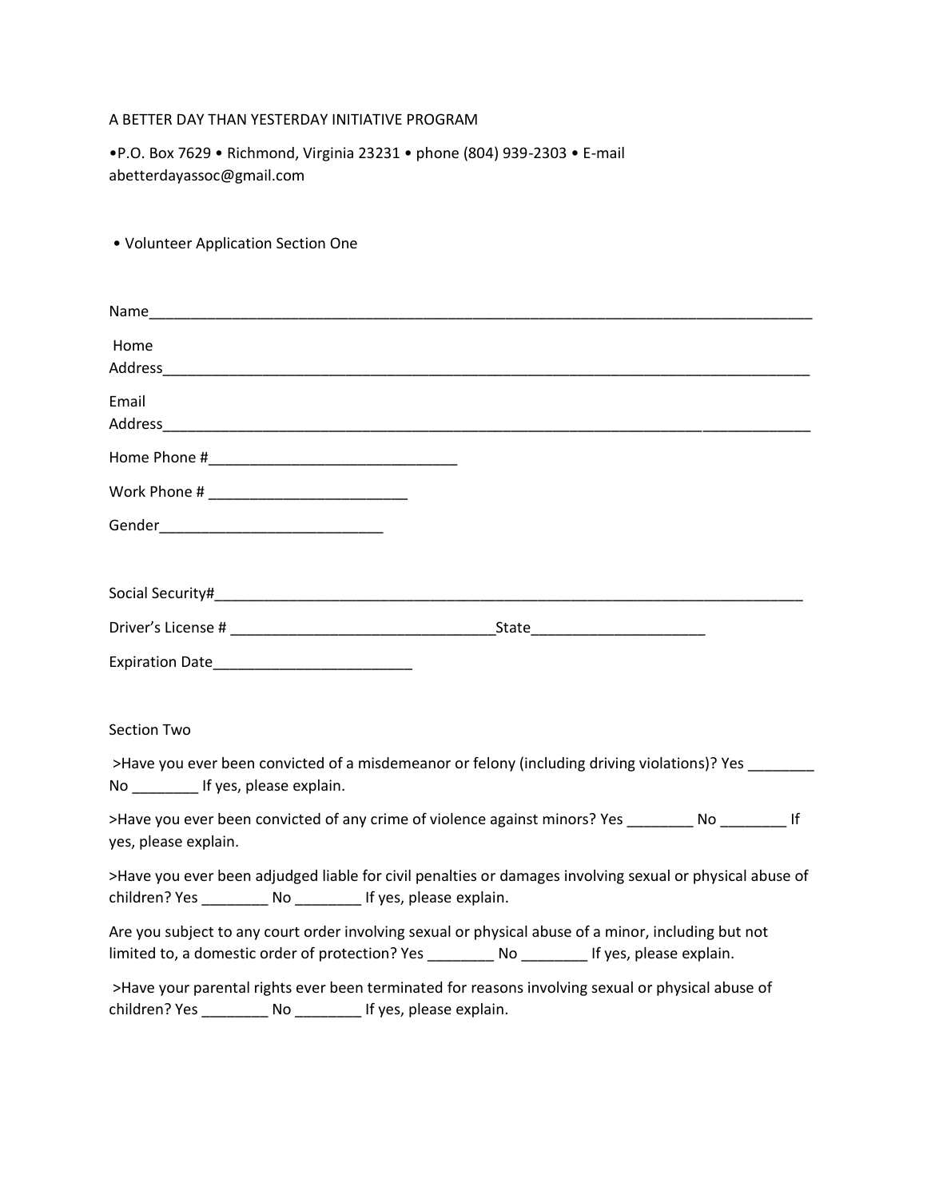A BETTER DAY THAN YESTERDAY INITIATIVE PROGRAM

•P.O. Box 7629 • Richmond, Virginia 23231 • phone (804) 939-2303 • E-mail abetterdayassoc@gmail.com

• Volunteer Application Section One

Name_______________________________________________________________________________

Home Address_________________________________________________________________________

Email Address_________________________________________________________________________

Home Phone #_____________________________

Work Phone # ________________________

Gender___________________________

Social Security#_________________________________________________________________________

Driver's License # ________________________________State_____________________

Expiration Date________________________

Section Two

>Have you ever been convicted of a misdemeanor or felony (including driving violations)? Yes ________ No ________ If yes, please explain.

>Have you ever been convicted of any crime of violence against minors? Yes ________ No ________ If yes, please explain.

>Have you ever been adjudged liable for civil penalties or damages involving sexual or physical abuse of children? Yes ________ No ________ If yes, please explain.

Are you subject to any court order involving sexual or physical abuse of a minor, including but not limited to, a domestic order of protection? Yes ________ No ________ If yes, please explain.

>Have your parental rights ever been terminated for reasons involving sexual or physical abuse of children? Yes ________ No ________ If yes, please explain.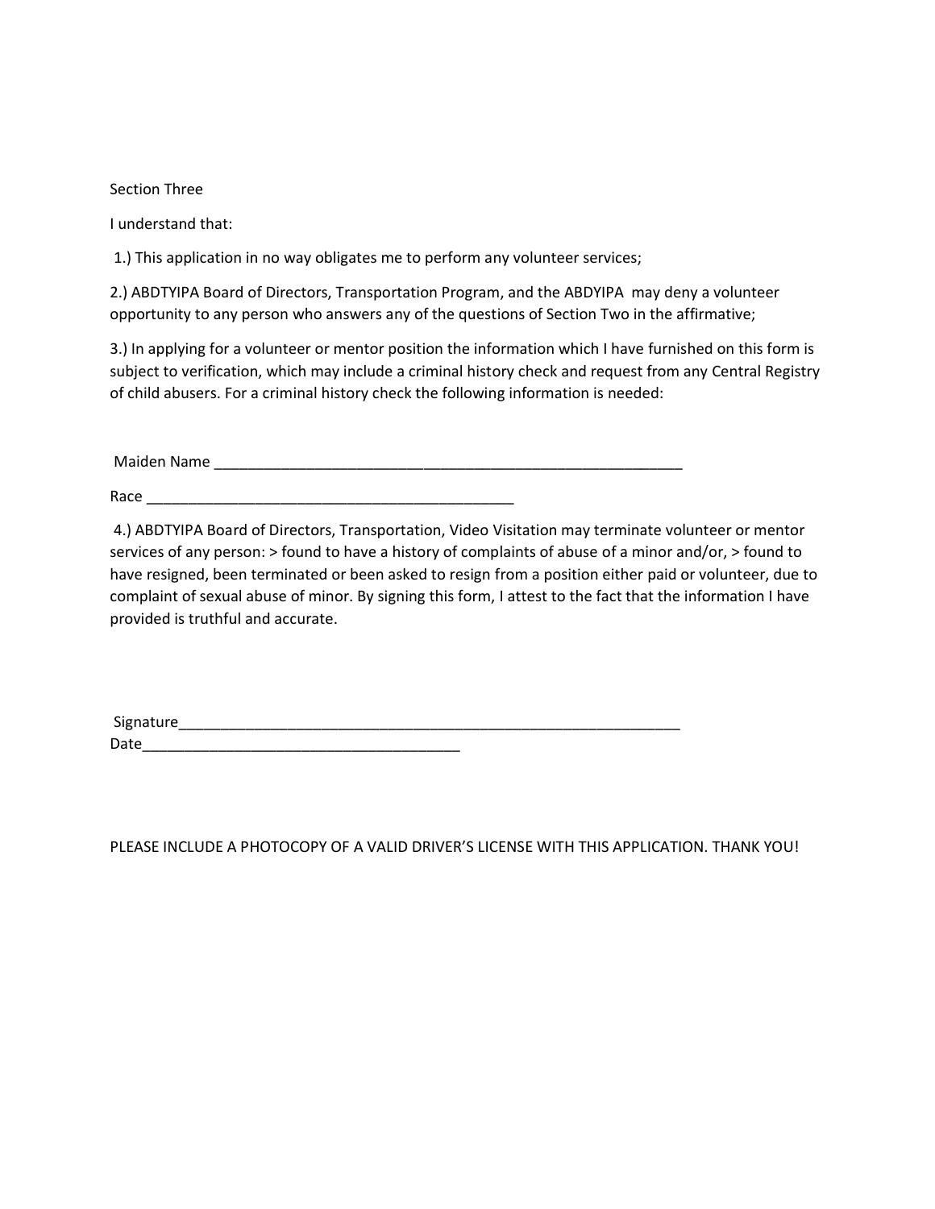Section Three

I understand that:

1.) This application in no way obligates me to perform any volunteer services;

2.) ABDTYIPA Board of Directors, Transportation Program, and the ABDYIPA may deny a volunteer opportunity to any person who answers any of the questions of Section Two in the affirmative;

3.) In applying for a volunteer or mentor position the information which I have furnished on this form is subject to verification, which may include a criminal history check and request from any Central Registry of child abusers. For a criminal history check the following information is needed:

Maiden Name ___________________________________________________________

Race _____________________________________________

4.) ABDTYIPA Board of Directors, Transportation, Video Visitation may terminate volunteer or mentor services of any person: > found to have a history of complaints of abuse of a minor and/or, > found to have resigned, been terminated or been asked to resign from a position either paid or volunteer, due to complaint of sexual abuse of minor. By signing this form, I attest to the fact that the information I have provided is truthful and accurate.

Signature_______________________________________________________________

Date_______________________________________

PLEASE INCLUDE A PHOTOCOPY OF A VALID DRIVER'S LICENSE WITH THIS APPLICATION. THANK YOU!